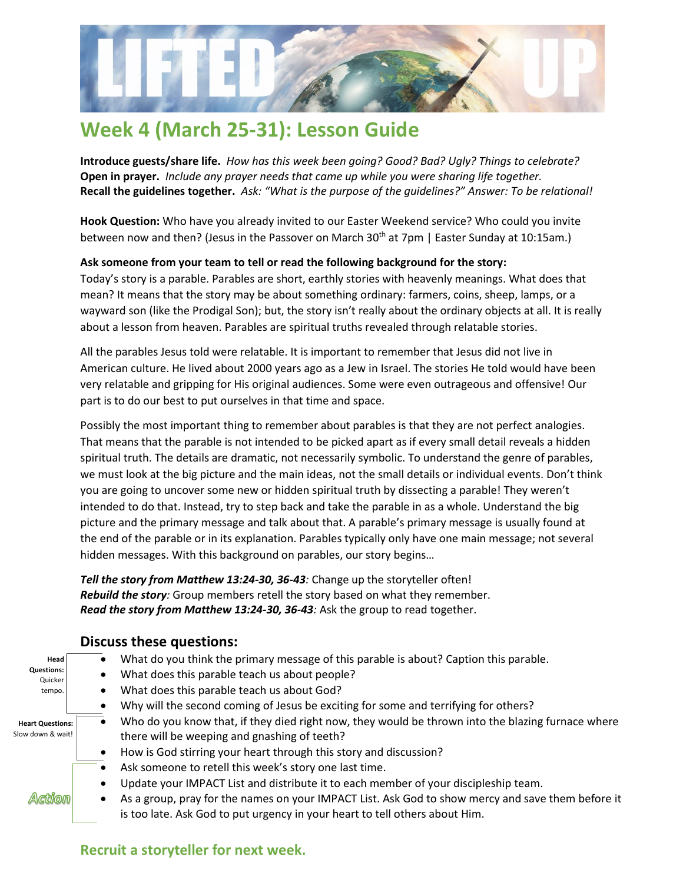# Week 4 (March 25-31): Lesson Guide

**Introduce guests/share life.** *How has this week been going? Good? Bad? Ugly? Things to celebrate?*
**Open in prayer.** *Include any prayer needs that came up while you were sharing life together.*
**Recall the guidelines together.** *Ask: "What is the purpose of the guidelines?" Answer: To be relational!*

**Hook Question:** Who have you already invited to our Easter Weekend service? Who could you invite between now and then? (Jesus in the Passover on March 30th at 7pm | Easter Sunday at 10:15am.)

**Ask someone from your team to tell or read the following background for the story:**
Today's story is a parable. Parables are short, earthly stories with heavenly meanings. What does that mean? It means that the story may be about something ordinary: farmers, coins, sheep, lamps, or a wayward son (like the Prodigal Son); but, the story isn't really about the ordinary objects at all. It is really about a lesson from heaven. Parables are spiritual truths revealed through relatable stories.

All the parables Jesus told were relatable. It is important to remember that Jesus did not live in American culture. He lived about 2000 years ago as a Jew in Israel. The stories He told would have been very relatable and gripping for His original audiences. Some were even outrageous and offensive! Our part is to do our best to put ourselves in that time and space.

Possibly the most important thing to remember about parables is that they are not perfect analogies. That means that the parable is not intended to be picked apart as if every small detail reveals a hidden spiritual truth. The details are dramatic, not necessarily symbolic. To understand the genre of parables, we must look at the big picture and the main ideas, not the small details or individual events. Don't think you are going to uncover some new or hidden spiritual truth by dissecting a parable! They weren't intended to do that. Instead, try to step back and take the parable in as a whole. Understand the big picture and the primary message and talk about that. A parable's primary message is usually found at the end of the parable or in its explanation. Parables typically only have one main message; not several hidden messages. With this background on parables, our story begins…

***Tell the story from Matthew 13:24-30, 36-43**:* Change up the storyteller often!
***Rebuild the story**:* Group members retell the story based on what they remember.
***Read the story from Matthew 13:24-30, 36-43**:* Ask the group to read together.

## Discuss these questions:

**Head Questions:** Quicker tempo.

- What do you think the primary message of this parable is about? Caption this parable.
- What does this parable teach us about people?
- What does this parable teach us about God?
- Why will the second coming of Jesus be exciting for some and terrifying for others?

**Heart Questions:** Slow down & wait!

- Who do you know that, if they died right now, they would be thrown into the blazing furnace where there will be weeping and gnashing of teeth?
- How is God stirring your heart through this story and discussion?

**Action**

- Ask someone to retell this week's story one last time.
- Update your IMPACT List and distribute it to each member of your discipleship team.
- As a group, pray for the names on your IMPACT List. Ask God to show mercy and save them before it is too late. Ask God to put urgency in your heart to tell others about Him.

### Recruit a storyteller for next week.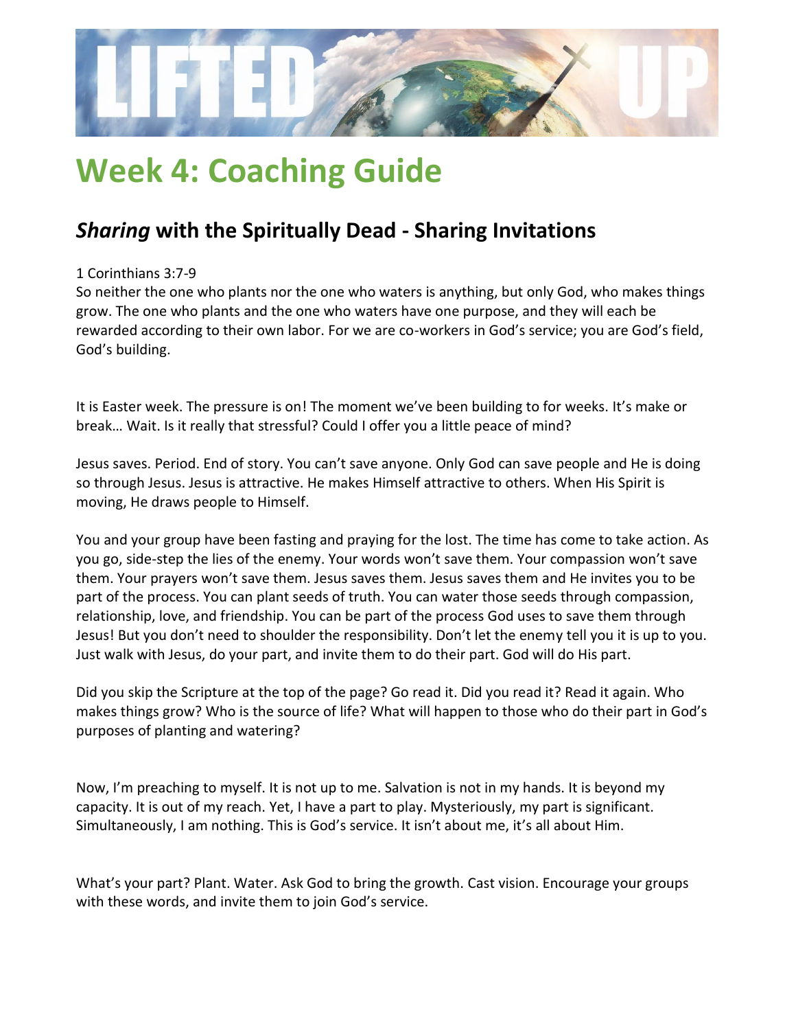# Week 4: Coaching Guide

## *Sharing* with the Spiritually Dead - Sharing Invitations

1 Corinthians 3:7-9
So neither the one who plants nor the one who waters is anything, but only God, who makes things grow. The one who plants and the one who waters have one purpose, and they will each be rewarded according to their own labor. For we are co-workers in God's service; you are God's field, God's building.

It is Easter week. The pressure is on! The moment we've been building to for weeks. It's make or break… Wait. Is it really that stressful? Could I offer you a little peace of mind?

Jesus saves. Period. End of story. You can't save anyone. Only God can save people and He is doing so through Jesus. Jesus is attractive. He makes Himself attractive to others. When His Spirit is moving, He draws people to Himself.

You and your group have been fasting and praying for the lost. The time has come to take action. As you go, side-step the lies of the enemy. Your words won't save them. Your compassion won't save them. Your prayers won't save them. Jesus saves them. Jesus saves them and He invites you to be part of the process. You can plant seeds of truth. You can water those seeds through compassion, relationship, love, and friendship. You can be part of the process God uses to save them through Jesus! But you don't need to shoulder the responsibility. Don't let the enemy tell you it is up to you. Just walk with Jesus, do your part, and invite them to do their part. God will do His part.

Did you skip the Scripture at the top of the page? Go read it. Did you read it? Read it again. Who makes things grow? Who is the source of life? What will happen to those who do their part in God's purposes of planting and watering?

Now, I'm preaching to myself. It is not up to me. Salvation is not in my hands. It is beyond my capacity. It is out of my reach. Yet, I have a part to play. Mysteriously, my part is significant. Simultaneously, I am nothing. This is God's service. It isn't about me, it's all about Him.

What's your part? Plant. Water. Ask God to bring the growth. Cast vision. Encourage your groups with these words, and invite them to join God's service.